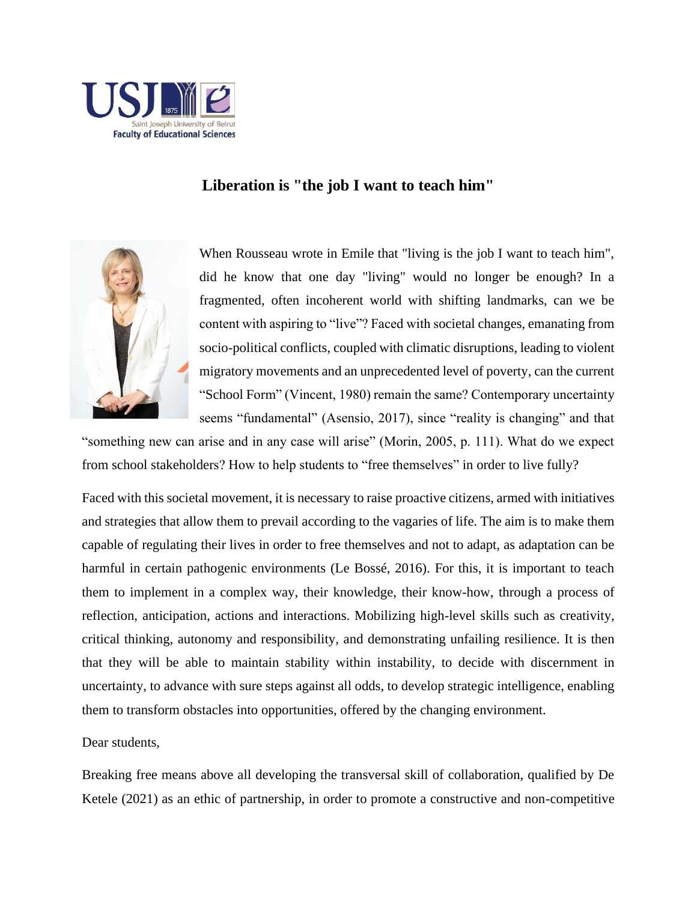# Liberation is "the job I want to teach him"

When Rousseau wrote in Emile that "living is the job I want to teach him", did he know that one day "living" would no longer be enough? In a fragmented, often incoherent world with shifting landmarks, can we be content with aspiring to "live"? Faced with societal changes, emanating from socio-political conflicts, coupled with climatic disruptions, leading to violent migratory movements and an unprecedented level of poverty, can the current "School Form" (Vincent, 1980) remain the same? Contemporary uncertainty seems "fundamental" (Asensio, 2017), since "reality is changing" and that "something new can arise and in any case will arise" (Morin, 2005, p. 111). What do we expect from school stakeholders? How to help students to "free themselves" in order to live fully?

Faced with this societal movement, it is necessary to raise proactive citizens, armed with initiatives and strategies that allow them to prevail according to the vagaries of life. The aim is to make them capable of regulating their lives in order to free themselves and not to adapt, as adaptation can be harmful in certain pathogenic environments (Le Bossé, 2016). For this, it is important to teach them to implement in a complex way, their knowledge, their know-how, through a process of reflection, anticipation, actions and interactions. Mobilizing high-level skills such as creativity, critical thinking, autonomy and responsibility, and demonstrating unfailing resilience. It is then that they will be able to maintain stability within instability, to decide with discernment in uncertainty, to advance with sure steps against all odds, to develop strategic intelligence, enabling them to transform obstacles into opportunities, offered by the changing environment.

Dear students,

Breaking free means above all developing the transversal skill of collaboration, qualified by De Ketele (2021) as an ethic of partnership, in order to promote a constructive and non-competitive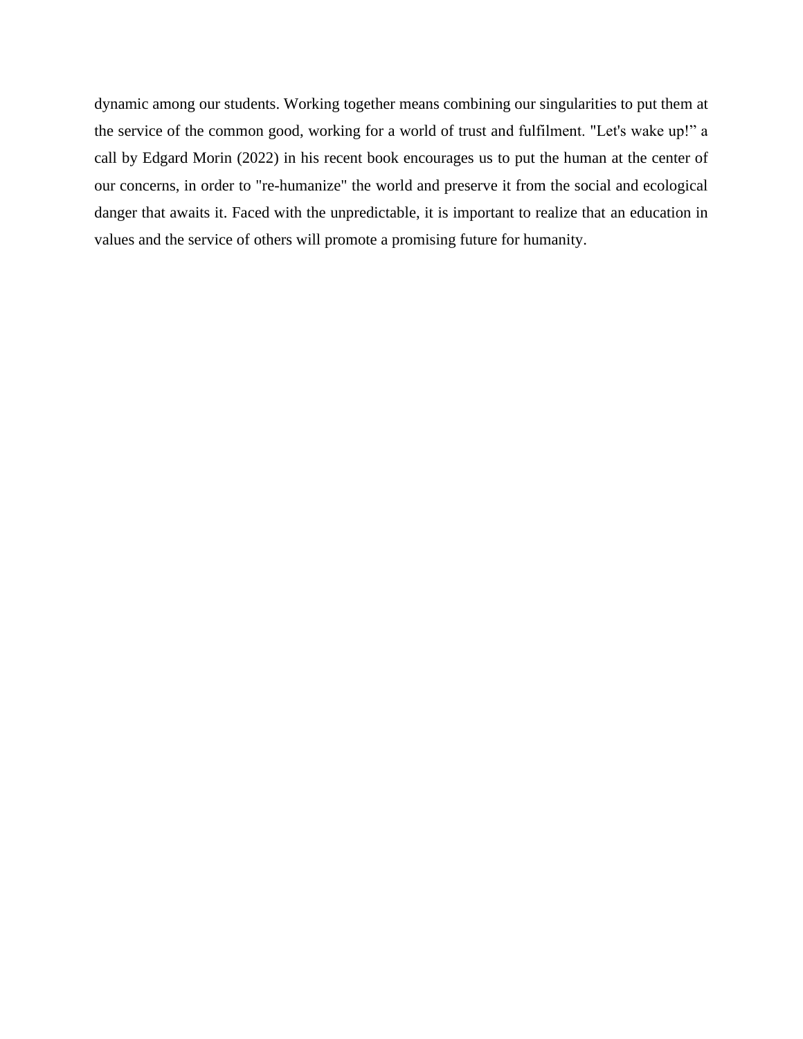dynamic among our students. Working together means combining our singularities to put them at the service of the common good, working for a world of trust and fulfilment. "Let's wake up!" a call by Edgard Morin (2022) in his recent book encourages us to put the human at the center of our concerns, in order to "re-humanize" the world and preserve it from the social and ecological danger that awaits it. Faced with the unpredictable, it is important to realize that an education in values and the service of others will promote a promising future for humanity.